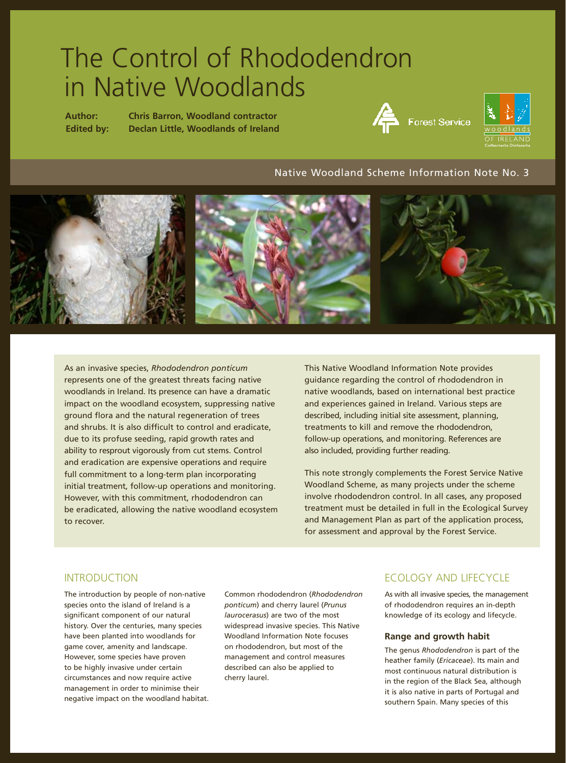# The Control of Rhododendron in Native Woodlands

**Author:** **Chris Barron, Woodland contractor**
**Edited by:** **Declan Little, Woodlands of Ireland**

Native Woodland Scheme Information Note No. 3

As an invasive species, *Rhododendron ponticum* represents one of the greatest threats facing native woodlands in Ireland. Its presence can have a dramatic impact on the woodland ecosystem, suppressing native ground flora and the natural regeneration of trees and shrubs. It is also difficult to control and eradicate, due to its profuse seeding, rapid growth rates and ability to resprout vigorously from cut stems. Control and eradication are expensive operations and require full commitment to a long-term plan incorporating initial treatment, follow-up operations and monitoring. However, with this commitment, rhododendron can be eradicated, allowing the native woodland ecosystem to recover.

This Native Woodland Information Note provides guidance regarding the control of rhododendron in native woodlands, based on international best practice and experiences gained in Ireland. Various steps are described, including initial site assessment, planning, treatments to kill and remove the rhododendron, follow-up operations, and monitoring. References are also included, providing further reading.

This note strongly complements the Forest Service Native Woodland Scheme, as many projects under the scheme involve rhododendron control. In all cases, any proposed treatment must be detailed in full in the Ecological Survey and Management Plan as part of the application process, for assessment and approval by the Forest Service.

## INTRODUCTION

The introduction by people of non-native species onto the island of Ireland is a significant component of our natural history. Over the centuries, many species have been planted into woodlands for game cover, amenity and landscape. However, some species have proven to be highly invasive under certain circumstances and now require active management in order to minimise their negative impact on the woodland habitat.

Common rhododendron (*Rhododendron ponticum*) and cherry laurel (*Prunus laurocerasus*) are two of the most widespread invasive species. This Native Woodland Information Note focuses on rhododendron, but most of the management and control measures described can also be applied to cherry laurel.

## ECOLOGY AND LIFECYCLE

As with all invasive species, the management of rhododendron requires an in-depth knowledge of its ecology and lifecycle.

### Range and growth habit

The genus *Rhododendron* is part of the heather family (*Ericaceae*). Its main and most continuous natural distribution is in the region of the Black Sea, although it is also native in parts of Portugal and southern Spain. Many species of this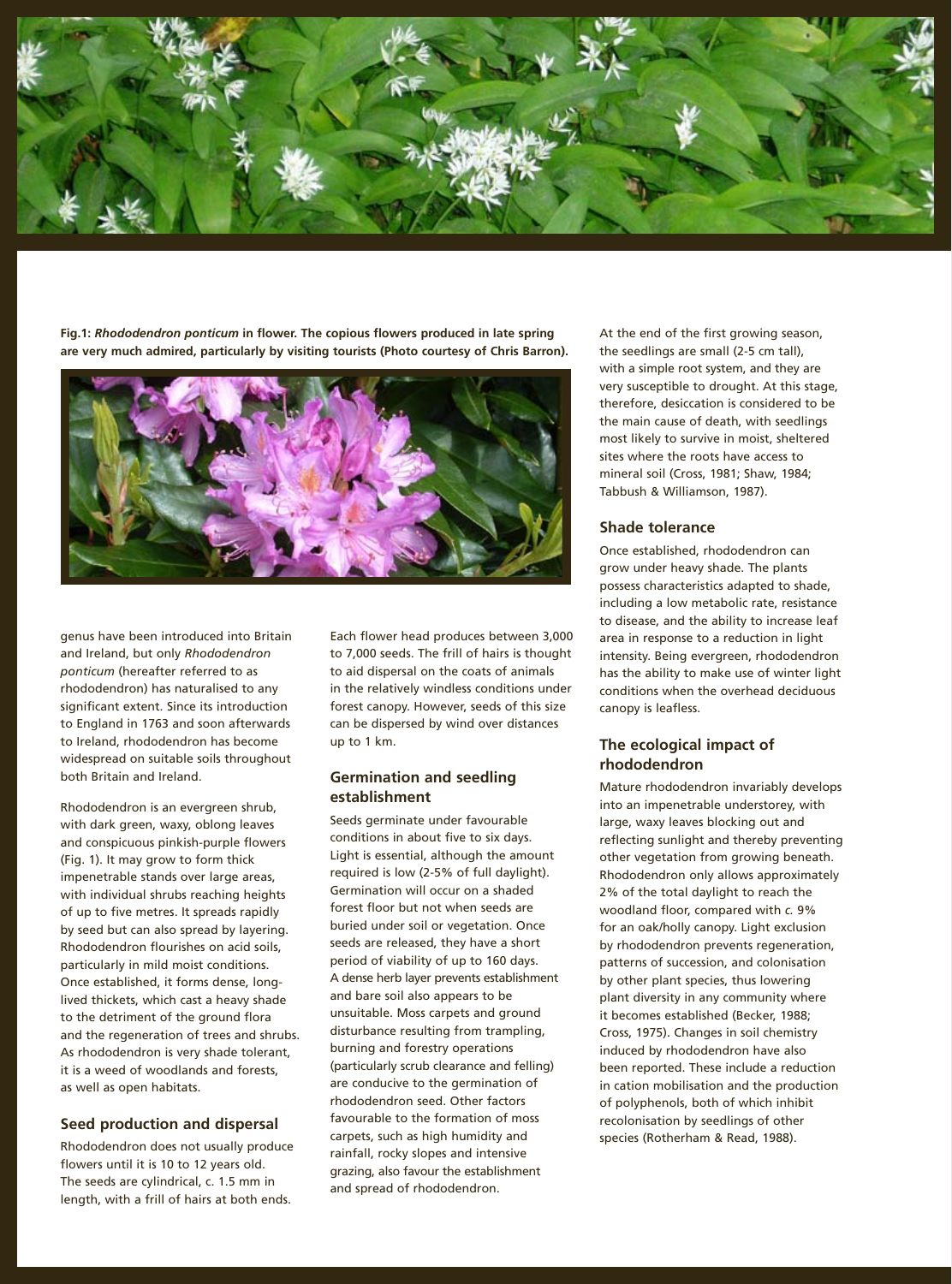**Fig.1: *Rhododendron ponticum* in flower. The copious flowers produced in late spring are very much admired, particularly by visiting tourists (Photo courtesy of Chris Barron).**

genus have been introduced into Britain and Ireland, but only *Rhododendron ponticum* (hereafter referred to as rhododendron) has naturalised to any significant extent. Since its introduction to England in 1763 and soon afterwards to Ireland, rhododendron has become widespread on suitable soils throughout both Britain and Ireland.

Rhododendron is an evergreen shrub, with dark green, waxy, oblong leaves and conspicuous pinkish-purple flowers (Fig. 1). It may grow to form thick impenetrable stands over large areas, with individual shrubs reaching heights of up to five metres. It spreads rapidly by seed but can also spread by layering. Rhododendron flourishes on acid soils, particularly in mild moist conditions. Once established, it forms dense, long-lived thickets, which cast a heavy shade to the detriment of the ground flora and the regeneration of trees and shrubs. As rhododendron is very shade tolerant, it is a weed of woodlands and forests, as well as open habitats.

### Seed production and dispersal

Rhododendron does not usually produce flowers until it is 10 to 12 years old. The seeds are cylindrical, c. 1.5 mm in length, with a frill of hairs at both ends. Each flower head produces between 3,000 to 7,000 seeds. The frill of hairs is thought to aid dispersal on the coats of animals in the relatively windless conditions under forest canopy. However, seeds of this size can be dispersed by wind over distances up to 1 km.

### Germination and seedling establishment

Seeds germinate under favourable conditions in about five to six days. Light is essential, although the amount required is low (2-5% of full daylight). Germination will occur on a shaded forest floor but not when seeds are buried under soil or vegetation. Once seeds are released, they have a short period of viability of up to 160 days. A dense herb layer prevents establishment and bare soil also appears to be unsuitable. Moss carpets and ground disturbance resulting from trampling, burning and forestry operations (particularly scrub clearance and felling) are conducive to the germination of rhododendron seed. Other factors favourable to the formation of moss carpets, such as high humidity and rainfall, rocky slopes and intensive grazing, also favour the establishment and spread of rhododendron.

At the end of the first growing season, the seedlings are small (2-5 cm tall), with a simple root system, and they are very susceptible to drought. At this stage, therefore, desiccation is considered to be the main cause of death, with seedlings most likely to survive in moist, sheltered sites where the roots have access to mineral soil (Cross, 1981; Shaw, 1984; Tabbush & Williamson, 1987).

### Shade tolerance

Once established, rhododendron can grow under heavy shade. The plants possess characteristics adapted to shade, including a low metabolic rate, resistance to disease, and the ability to increase leaf area in response to a reduction in light intensity. Being evergreen, rhododendron has the ability to make use of winter light conditions when the overhead deciduous canopy is leafless.

### The ecological impact of rhododendron

Mature rhododendron invariably develops into an impenetrable understorey, with large, waxy leaves blocking out and reflecting sunlight and thereby preventing other vegetation from growing beneath. Rhododendron only allows approximately 2% of the total daylight to reach the woodland floor, compared with *c.* 9% for an oak/holly canopy. Light exclusion by rhododendron prevents regeneration, patterns of succession, and colonisation by other plant species, thus lowering plant diversity in any community where it becomes established (Becker, 1988; Cross, 1975). Changes in soil chemistry induced by rhododendron have also been reported. These include a reduction in cation mobilisation and the production of polyphenols, both of which inhibit recolonisation by seedlings of other species (Rotherham & Read, 1988).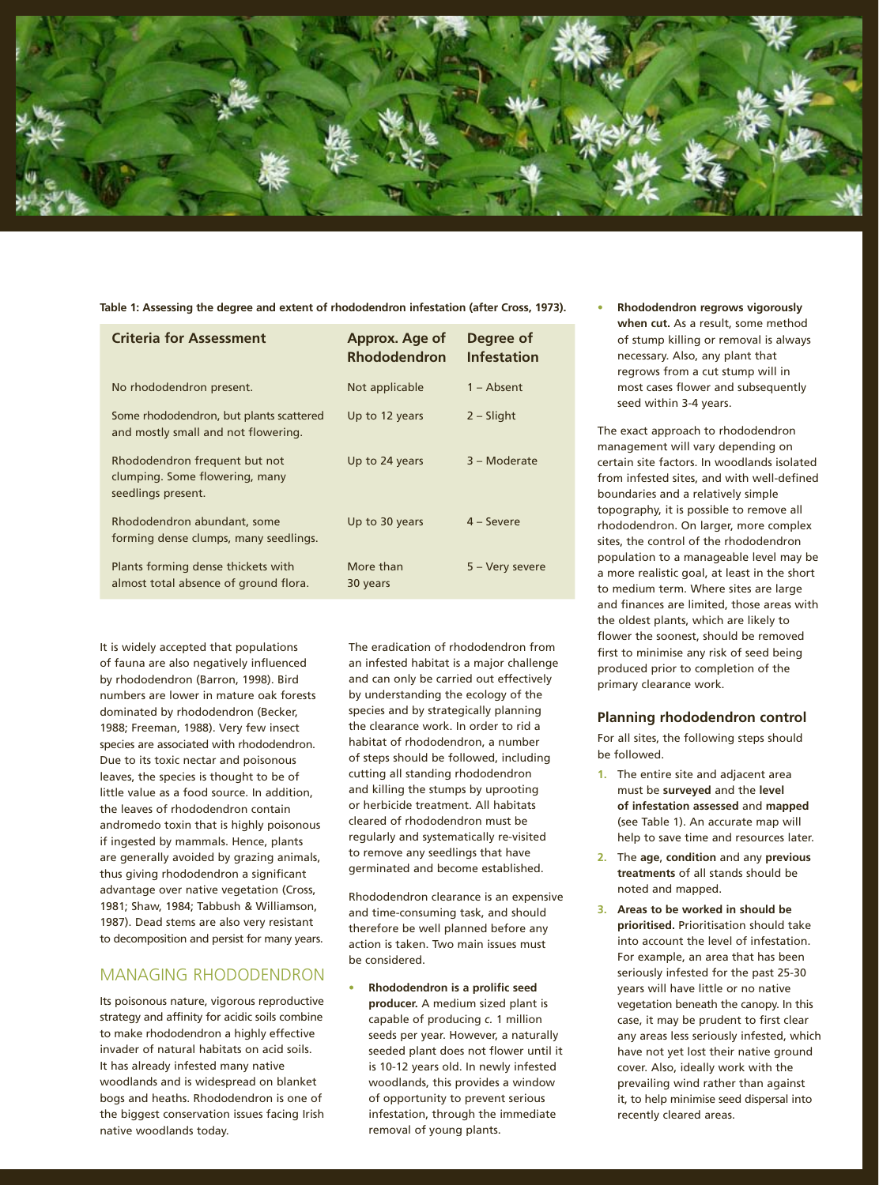**Table 1: Assessing the degree and extent of rhododendron infestation (after Cross, 1973).**

| Criteria for Assessment | Approx. Age of Rhododendron | Degree of Infestation |
|---|---|---|
| No rhododendron present. | Not applicable | 1 – Absent |
| Some rhododendron, but plants scattered and mostly small and not flowering. | Up to 12 years | 2 – Slight |
| Rhododendron frequent but not clumping. Some flowering, many seedlings present. | Up to 24 years | 3 – Moderate |
| Rhododendron abundant, some forming dense clumps, many seedlings. | Up to 30 years | 4 – Severe |
| Plants forming dense thickets with almost total absence of ground flora. | More than 30 years | 5 – Very severe |

It is widely accepted that populations of fauna are also negatively influenced by rhododendron (Barron, 1998). Bird numbers are lower in mature oak forests dominated by rhododendron (Becker, 1988; Freeman, 1988). Very few insect species are associated with rhododendron. Due to its toxic nectar and poisonous leaves, the species is thought to be of little value as a food source. In addition, the leaves of rhododendron contain andromedo toxin that is highly poisonous if ingested by mammals. Hence, plants are generally avoided by grazing animals, thus giving rhododendron a significant advantage over native vegetation (Cross, 1981; Shaw, 1984; Tabbush & Williamson, 1987). Dead stems are also very resistant to decomposition and persist for many years.

## MANAGING RHODODENDRON

Its poisonous nature, vigorous reproductive strategy and affinity for acidic soils combine to make rhododendron a highly effective invader of natural habitats on acid soils. It has already infested many native woodlands and is widespread on blanket bogs and heaths. Rhododendron is one of the biggest conservation issues facing Irish native woodlands today.

The eradication of rhododendron from an infested habitat is a major challenge and can only be carried out effectively by understanding the ecology of the species and by strategically planning the clearance work. In order to rid a habitat of rhododendron, a number of steps should be followed, including cutting all standing rhododendron and killing the stumps by uprooting or herbicide treatment. All habitats cleared of rhododendron must be regularly and systematically re-visited to remove any seedlings that have germinated and become established.

Rhododendron clearance is an expensive and time-consuming task, and should therefore be well planned before any action is taken. Two main issues must be considered.

- **Rhododendron is a prolific seed producer.** A medium sized plant is capable of producing *c.* 1 million seeds per year. However, a naturally seeded plant does not flower until it is 10-12 years old. In newly infested woodlands, this provides a window of opportunity to prevent serious infestation, through the immediate removal of young plants.
- **Rhododendron regrows vigorously when cut.** As a result, some method of stump killing or removal is always necessary. Also, any plant that regrows from a cut stump will in most cases flower and subsequently seed within 3-4 years.

The exact approach to rhododendron management will vary depending on certain site factors. In woodlands isolated from infested sites, and with well-defined boundaries and a relatively simple topography, it is possible to remove all rhododendron. On larger, more complex sites, the control of the rhododendron population to a manageable level may be a more realistic goal, at least in the short to medium term. Where sites are large and finances are limited, those areas with the oldest plants, which are likely to flower the soonest, should be removed first to minimise any risk of seed being produced prior to completion of the primary clearance work.

### Planning rhododendron control

For all sites, the following steps should be followed.

1. The entire site and adjacent area must be **surveyed** and the **level of infestation assessed** and **mapped** (see Table 1). An accurate map will help to save time and resources later.
2. The **age**, **condition** and any **previous treatments** of all stands should be noted and mapped.
3. **Areas to be worked in should be prioritised.** Prioritisation should take into account the level of infestation. For example, an area that has been seriously infested for the past 25-30 years will have little or no native vegetation beneath the canopy. In this case, it may be prudent to first clear any areas less seriously infested, which have not yet lost their native ground cover. Also, ideally work with the prevailing wind rather than against it, to help minimise seed dispersal into recently cleared areas.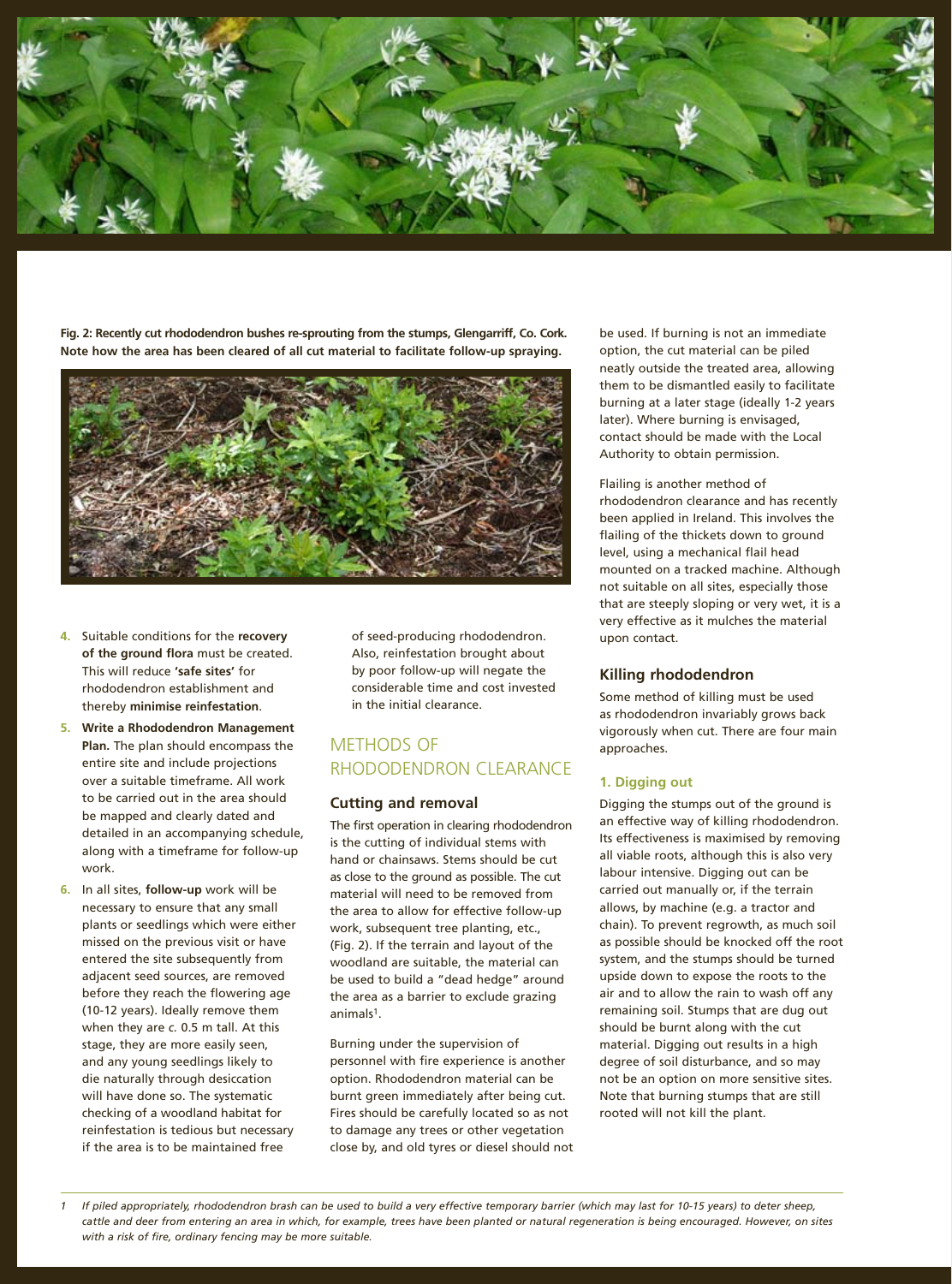**Fig. 2: Recently cut rhododendron bushes re-sprouting from the stumps, Glengarriff, Co. Cork. Note how the area has been cleared of all cut material to facilitate follow-up spraying.**

4. Suitable conditions for the **recovery of the ground flora** must be created. This will reduce **'safe sites'** for rhododendron establishment and thereby **minimise reinfestation**.
5. **Write a Rhododendron Management Plan.** The plan should encompass the entire site and include projections over a suitable timeframe. All work to be carried out in the area should be mapped and clearly dated and detailed in an accompanying schedule, along with a timeframe for follow-up work.
6. In all sites, **follow-up** work will be necessary to ensure that any small plants or seedlings which were either missed on the previous visit or have entered the site subsequently from adjacent seed sources, are removed before they reach the flowering age (10-12 years). Ideally remove them when they are c. 0.5 m tall. At this stage, they are more easily seen, and any young seedlings likely to die naturally through desiccation will have done so. The systematic checking of a woodland habitat for reinfestation is tedious but necessary if the area is to be maintained free of seed-producing rhododendron. Also, reinfestation brought about by poor follow-up will negate the considerable time and cost invested in the initial clearance.

## METHODS OF RHODODENDRON CLEARANCE

### Cutting and removal

The first operation in clearing rhododendron is the cutting of individual stems with hand or chainsaws. Stems should be cut as close to the ground as possible. The cut material will need to be removed from the area to allow for effective follow-up work, subsequent tree planting, etc., (Fig. 2). If the terrain and layout of the woodland are suitable, the material can be used to build a "dead hedge" around the area as a barrier to exclude grazing animals[1].

Burning under the supervision of personnel with fire experience is another option. Rhododendron material can be burnt green immediately after being cut. Fires should be carefully located so as not to damage any trees or other vegetation close by, and old tyres or diesel should not be used. If burning is not an immediate option, the cut material can be piled neatly outside the treated area, allowing them to be dismantled easily to facilitate burning at a later stage (ideally 1-2 years later). Where burning is envisaged, contact should be made with the Local Authority to obtain permission.

Flailing is another method of rhododendron clearance and has recently been applied in Ireland. This involves the flailing of the thickets down to ground level, using a mechanical flail head mounted on a tracked machine. Although not suitable on all sites, especially those that are steeply sloping or very wet, it is a very effective as it mulches the material upon contact.

### Killing rhododendron

Some method of killing must be used as rhododendron invariably grows back vigorously when cut. There are four main approaches.

#### 1. Digging out

Digging the stumps out of the ground is an effective way of killing rhododendron. Its effectiveness is maximised by removing all viable roots, although this is also very labour intensive. Digging out can be carried out manually or, if the terrain allows, by machine (e.g. a tractor and chain). To prevent regrowth, as much soil as possible should be knocked off the root system, and the stumps should be turned upside down to expose the roots to the air and to allow the rain to wash off any remaining soil. Stumps that are dug out should be burnt along with the cut material. Digging out results in a high degree of soil disturbance, and so may not be an option on more sensitive sites. Note that burning stumps that are still rooted will not kill the plant.

---

*1 If piled appropriately, rhododendron brash can be used to build a very effective temporary barrier (which may last for 10-15 years) to deter sheep, cattle and deer from entering an area in which, for example, trees have been planted or natural regeneration is being encouraged. However, on sites with a risk of fire, ordinary fencing may be more suitable.*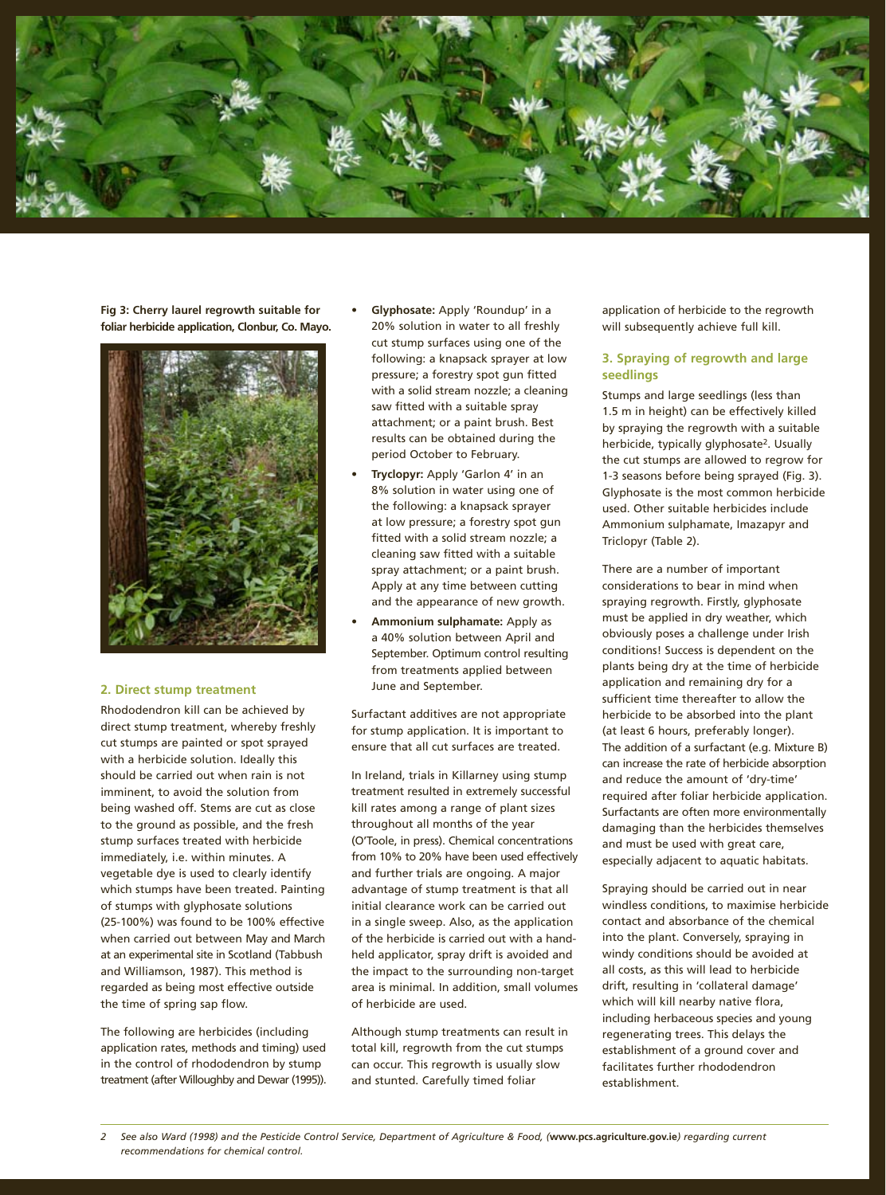**Fig 3: Cherry laurel regrowth suitable for foliar herbicide application, Clonbur, Co. Mayo.**

### 2. Direct stump treatment

Rhododendron kill can be achieved by direct stump treatment, whereby freshly cut stumps are painted or spot sprayed with a herbicide solution. Ideally this should be carried out when rain is not imminent, to avoid the solution from being washed off. Stems are cut as close to the ground as possible, and the fresh stump surfaces treated with herbicide immediately, i.e. within minutes. A vegetable dye is used to clearly identify which stumps have been treated. Painting of stumps with glyphosate solutions (25-100%) was found to be 100% effective when carried out between May and March at an experimental site in Scotland (Tabbush and Williamson, 1987). This method is regarded as being most effective outside the time of spring sap flow.

The following are herbicides (including application rates, methods and timing) used in the control of rhododendron by stump treatment (after Willoughby and Dewar (1995)).

- **Glyphosate:** Apply 'Roundup' in a 20% solution in water to all freshly cut stump surfaces using one of the following: a knapsack sprayer at low pressure; a forestry spot gun fitted with a solid stream nozzle; a cleaning saw fitted with a suitable spray attachment; or a paint brush. Best results can be obtained during the period October to February.
- **Tryclopyr:** Apply 'Garlon 4' in an 8% solution in water using one of the following: a knapsack sprayer at low pressure; a forestry spot gun fitted with a solid stream nozzle; a cleaning saw fitted with a suitable spray attachment; or a paint brush. Apply at any time between cutting and the appearance of new growth.
- **Ammonium sulphamate:** Apply as a 40% solution between April and September. Optimum control resulting from treatments applied between June and September.

Surfactant additives are not appropriate for stump application. It is important to ensure that all cut surfaces are treated.

In Ireland, trials in Killarney using stump treatment resulted in extremely successful kill rates among a range of plant sizes throughout all months of the year (O'Toole, in press). Chemical concentrations from 10% to 20% have been used effectively and further trials are ongoing. A major advantage of stump treatment is that all initial clearance work can be carried out in a single sweep. Also, as the application of the herbicide is carried out with a hand-held applicator, spray drift is avoided and the impact to the surrounding non-target area is minimal. In addition, small volumes of herbicide are used.

Although stump treatments can result in total kill, regrowth from the cut stumps can occur. This regrowth is usually slow and stunted. Carefully timed foliar application of herbicide to the regrowth will subsequently achieve full kill.

### 3. Spraying of regrowth and large seedlings

Stumps and large seedlings (less than 1.5 m in height) can be effectively killed by spraying the regrowth with a suitable herbicide, typically glyphosate[2]. Usually the cut stumps are allowed to regrow for 1-3 seasons before being sprayed (Fig. 3). Glyphosate is the most common herbicide used. Other suitable herbicides include Ammonium sulphamate, Imazapyr and Triclopyr (Table 2).

There are a number of important considerations to bear in mind when spraying regrowth. Firstly, glyphosate must be applied in dry weather, which obviously poses a challenge under Irish conditions! Success is dependent on the plants being dry at the time of herbicide application and remaining dry for a sufficient time thereafter to allow the herbicide to be absorbed into the plant (at least 6 hours, preferably longer). The addition of a surfactant (e.g. Mixture B) can increase the rate of herbicide absorption and reduce the amount of 'dry-time' required after foliar herbicide application. Surfactants are often more environmentally damaging than the herbicides themselves and must be used with great care, especially adjacent to aquatic habitats.

Spraying should be carried out in near windless conditions, to maximise herbicide contact and absorbance of the chemical into the plant. Conversely, spraying in windy conditions should be avoided at all costs, as this will lead to herbicide drift, resulting in 'collateral damage' which will kill nearby native flora, including herbaceous species and young regenerating trees. This delays the establishment of a ground cover and facilitates further rhododendron establishment.

---

*2 See also Ward (1998) and the Pesticide Control Service, Department of Agriculture & Food, (***www.pcs.agriculture.gov.ie***) regarding current recommendations for chemical control.*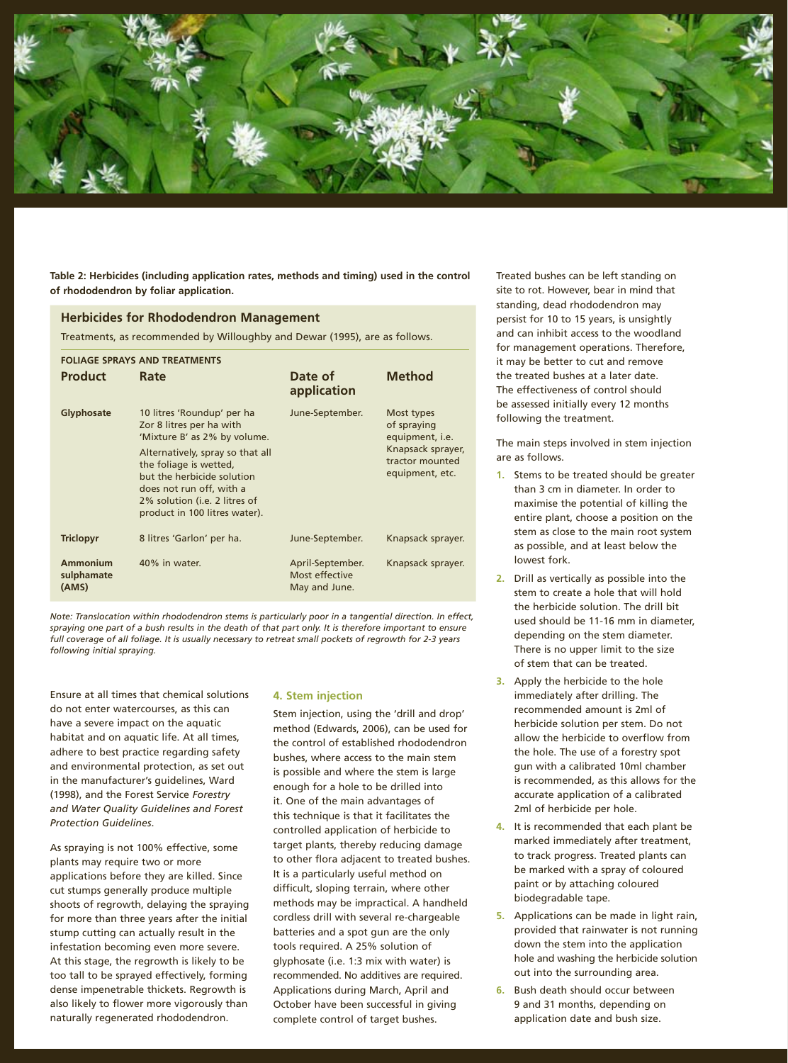**Table 2: Herbicides (including application rates, methods and timing) used in the control of rhododendron by foliar application.**

### Herbicides for Rhododendron Management

Treatments, as recommended by Willoughby and Dewar (1995), are as follows.

**FOLIAGE SPRAYS AND TREATMENTS**

| Product | Rate | Date of application | Method |
|---|---|---|---|
| **Glyphosate** | 10 litres 'Roundup' per ha Zor 8 litres per ha with 'Mixture B' as 2% by volume. Alternatively, spray so that all the foliage is wetted, but the herbicide solution does not run off, with a 2% solution (i.e. 2 litres of product in 100 litres water). | June-September. | Most types of spraying equipment, i.e. Knapsack sprayer, tractor mounted equipment, etc. |
| **Triclopyr** | 8 litres 'Garlon' per ha. | June-September. | Knapsack sprayer. |
| **Ammonium sulphamate (AMS)** | 40% in water. | April-September. Most effective May and June. | Knapsack sprayer. |

*Note: Translocation within rhododendron stems is particularly poor in a tangential direction. In effect, spraying one part of a bush results in the death of that part only. It is therefore important to ensure full coverage of all foliage. It is usually necessary to retreat small pockets of regrowth for 2-3 years following initial spraying.*

Ensure at all times that chemical solutions do not enter watercourses, as this can have a severe impact on the aquatic habitat and on aquatic life. At all times, adhere to best practice regarding safety and environmental protection, as set out in the manufacturer's guidelines, Ward (1998), and the Forest Service *Forestry and Water Quality Guidelines and Forest Protection Guidelines*.

As spraying is not 100% effective, some plants may require two or more applications before they are killed. Since cut stumps generally produce multiple shoots of regrowth, delaying the spraying for more than three years after the initial stump cutting can actually result in the infestation becoming even more severe. At this stage, the regrowth is likely to be too tall to be sprayed effectively, forming dense impenetrable thickets. Regrowth is also likely to flower more vigorously than naturally regenerated rhododendron.

#### 4. Stem injection

Stem injection, using the 'drill and drop' method (Edwards, 2006), can be used for the control of established rhododendron bushes, where access to the main stem is possible and where the stem is large enough for a hole to be drilled into it. One of the main advantages of this technique is that it facilitates the controlled application of herbicide to target plants, thereby reducing damage to other flora adjacent to treated bushes. It is a particularly useful method on difficult, sloping terrain, where other methods may be impractical. A handheld cordless drill with several re-chargeable batteries and a spot gun are the only tools required. A 25% solution of glyphosate (i.e. 1:3 mix with water) is recommended. No additives are required. Applications during March, April and October have been successful in giving complete control of target bushes.

Treated bushes can be left standing on site to rot. However, bear in mind that standing, dead rhododendron may persist for 10 to 15 years, is unsightly and can inhibit access to the woodland for management operations. Therefore, it may be better to cut and remove the treated bushes at a later date. The effectiveness of control should be assessed initially every 12 months following the treatment.

The main steps involved in stem injection are as follows.

1. Stems to be treated should be greater than 3 cm in diameter. In order to maximise the potential of killing the entire plant, choose a position on the stem as close to the main root system as possible, and at least below the lowest fork.
2. Drill as vertically as possible into the stem to create a hole that will hold the herbicide solution. The drill bit used should be 11-16 mm in diameter, depending on the stem diameter. There is no upper limit to the size of stem that can be treated.
3. Apply the herbicide to the hole immediately after drilling. The recommended amount is 2ml of herbicide solution per stem. Do not allow the herbicide to overflow from the hole. The use of a forestry spot gun with a calibrated 10ml chamber is recommended, as this allows for the accurate application of a calibrated 2ml of herbicide per hole.
4. It is recommended that each plant be marked immediately after treatment, to track progress. Treated plants can be marked with a spray of coloured paint or by attaching coloured biodegradable tape.
5. Applications can be made in light rain, provided that rainwater is not running down the stem into the application hole and washing the herbicide solution out into the surrounding area.
6. Bush death should occur between 9 and 31 months, depending on application date and bush size.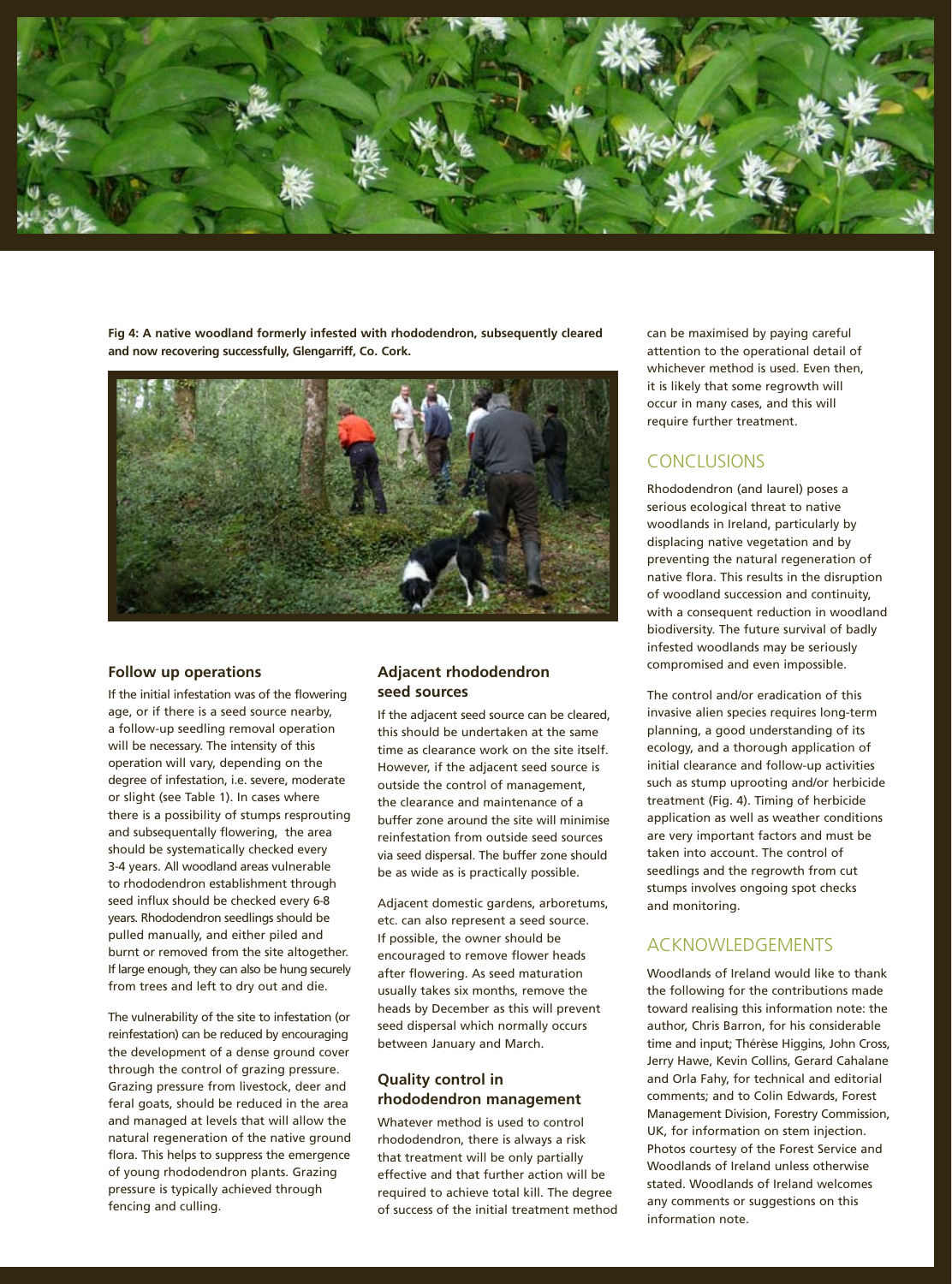**Fig 4: A native woodland formerly infested with rhododendron, subsequently cleared and now recovering successfully, Glengarriff, Co. Cork.**

### Follow up operations

If the initial infestation was of the flowering age, or if there is a seed source nearby, a follow-up seedling removal operation will be necessary. The intensity of this operation will vary, depending on the degree of infestation, i.e. severe, moderate or slight (see Table 1). In cases where there is a possibility of stumps resprouting and subsequentally flowering, the area should be systematically checked every 3-4 years. All woodland areas vulnerable to rhododendron establishment through seed influx should be checked every 6-8 years. Rhododendron seedlings should be pulled manually, and either piled and burnt or removed from the site altogether. If large enough, they can also be hung securely from trees and left to dry out and die.

The vulnerability of the site to infestation (or reinfestation) can be reduced by encouraging the development of a dense ground cover through the control of grazing pressure. Grazing pressure from livestock, deer and feral goats, should be reduced in the area and managed at levels that will allow the natural regeneration of the native ground flora. This helps to suppress the emergence of young rhododendron plants. Grazing pressure is typically achieved through fencing and culling.

### Adjacent rhododendron seed sources

If the adjacent seed source can be cleared, this should be undertaken at the same time as clearance work on the site itself. However, if the adjacent seed source is outside the control of management, the clearance and maintenance of a buffer zone around the site will minimise reinfestation from outside seed sources via seed dispersal. The buffer zone should be as wide as is practically possible.

Adjacent domestic gardens, arboretums, etc. can also represent a seed source. If possible, the owner should be encouraged to remove flower heads after flowering. As seed maturation usually takes six months, remove the heads by December as this will prevent seed dispersal which normally occurs between January and March.

### Quality control in rhododendron management

Whatever method is used to control rhododendron, there is always a risk that treatment will be only partially effective and that further action will be required to achieve total kill. The degree of success of the initial treatment method can be maximised by paying careful attention to the operational detail of whichever method is used. Even then, it is likely that some regrowth will occur in many cases, and this will require further treatment.

## CONCLUSIONS

Rhododendron (and laurel) poses a serious ecological threat to native woodlands in Ireland, particularly by displacing native vegetation and by preventing the natural regeneration of native flora. This results in the disruption of woodland succession and continuity, with a consequent reduction in woodland biodiversity. The future survival of badly infested woodlands may be seriously compromised and even impossible.

The control and/or eradication of this invasive alien species requires long-term planning, a good understanding of its ecology, and a thorough application of initial clearance and follow-up activities such as stump uprooting and/or herbicide treatment (Fig. 4). Timing of herbicide application as well as weather conditions are very important factors and must be taken into account. The control of seedlings and the regrowth from cut stumps involves ongoing spot checks and monitoring.

## ACKNOWLEDGEMENTS

Woodlands of Ireland would like to thank the following for the contributions made toward realising this information note: the author, Chris Barron, for his considerable time and input; Thérèse Higgins, John Cross, Jerry Hawe, Kevin Collins, Gerard Cahalane and Orla Fahy, for technical and editorial comments; and to Colin Edwards, Forest Management Division, Forestry Commission, UK, for information on stem injection. Photos courtesy of the Forest Service and Woodlands of Ireland unless otherwise stated. Woodlands of Ireland welcomes any comments or suggestions on this information note.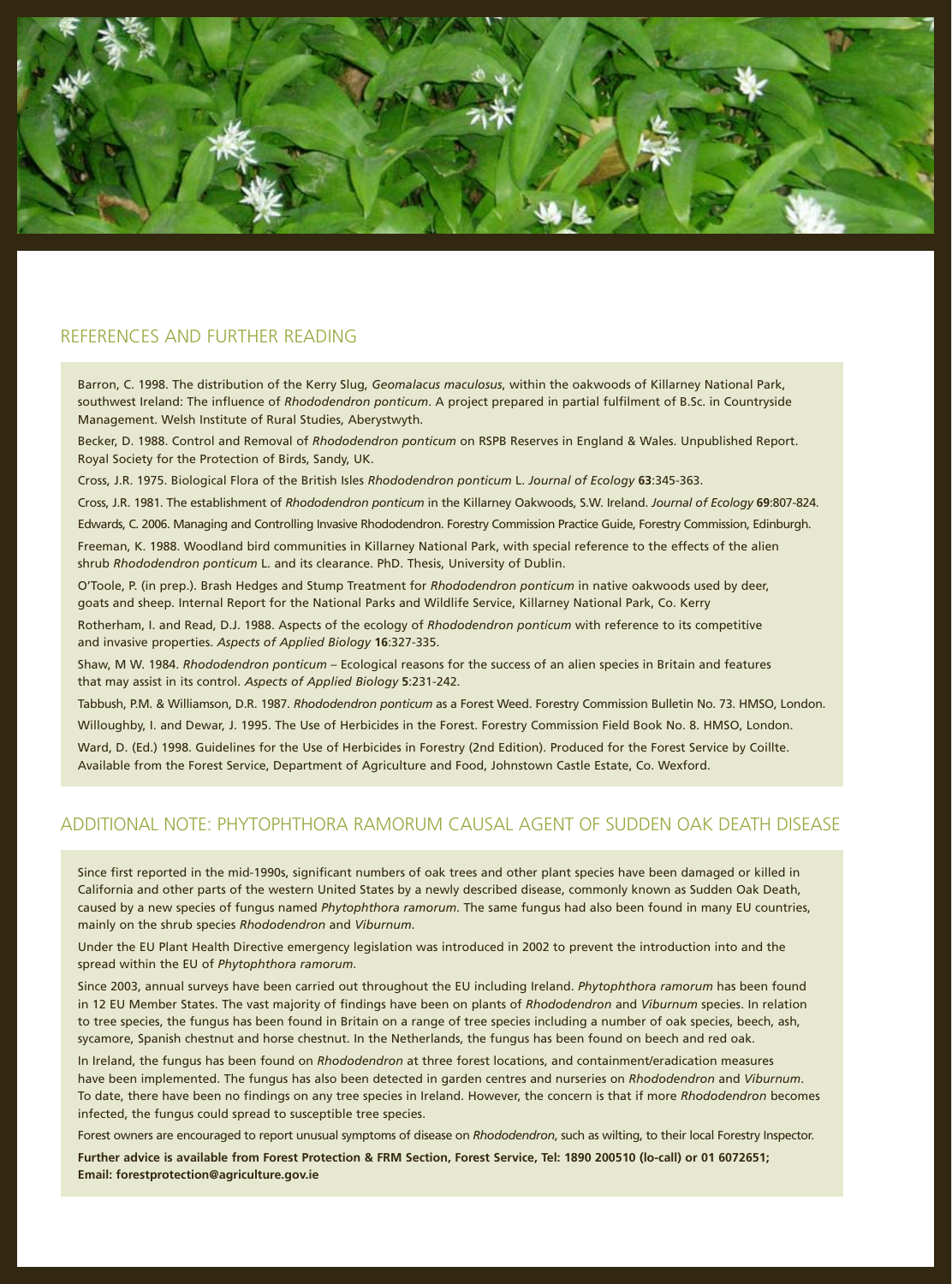## REFERENCES AND FURTHER READING

Barron, C. 1998. The distribution of the Kerry Slug, *Geomalacus maculosus*, within the oakwoods of Killarney National Park, southwest Ireland: The influence of *Rhododendron ponticum*. A project prepared in partial fulfilment of B.Sc. in Countryside Management. Welsh Institute of Rural Studies, Aberystwyth.

Becker, D. 1988. Control and Removal of *Rhododendron ponticum* on RSPB Reserves in England & Wales. Unpublished Report. Royal Society for the Protection of Birds, Sandy, UK.

Cross, J.R. 1975. Biological Flora of the British Isles *Rhododendron ponticum* L. *Journal of Ecology* **63**:345-363.

Cross, J.R. 1981. The establishment of *Rhododendron ponticum* in the Killarney Oakwoods, S.W. Ireland. *Journal of Ecology* **69**:807-824.

Edwards, C. 2006. Managing and Controlling Invasive Rhododendron. Forestry Commission Practice Guide, Forestry Commission, Edinburgh.

Freeman, K. 1988. Woodland bird communities in Killarney National Park, with special reference to the effects of the alien shrub *Rhododendron ponticum* L. and its clearance. PhD. Thesis, University of Dublin.

O'Toole, P. (in prep.). Brash Hedges and Stump Treatment for *Rhododendron ponticum* in native oakwoods used by deer, goats and sheep. Internal Report for the National Parks and Wildlife Service, Killarney National Park, Co. Kerry

Rotherham, I. and Read, D.J. 1988. Aspects of the ecology of *Rhododendron ponticum* with reference to its competitive and invasive properties. *Aspects of Applied Biology* **16**:327-335.

Shaw, M W. 1984. *Rhododendron ponticum* – Ecological reasons for the success of an alien species in Britain and features that may assist in its control. *Aspects of Applied Biology* **5**:231-242.

Tabbush, P.M. & Williamson, D.R. 1987. *Rhododendron ponticum* as a Forest Weed. Forestry Commission Bulletin No. 73. HMSO, London.

Willoughby, I. and Dewar, J. 1995. The Use of Herbicides in the Forest. Forestry Commission Field Book No. 8. HMSO, London.

Ward, D. (Ed.) 1998. Guidelines for the Use of Herbicides in Forestry (2nd Edition). Produced for the Forest Service by Coillte. Available from the Forest Service, Department of Agriculture and Food, Johnstown Castle Estate, Co. Wexford.

## ADDITIONAL NOTE: PHYTOPHTHORA RAMORUM CAUSAL AGENT OF SUDDEN OAK DEATH DISEASE

Since first reported in the mid-1990s, significant numbers of oak trees and other plant species have been damaged or killed in California and other parts of the western United States by a newly described disease, commonly known as Sudden Oak Death, caused by a new species of fungus named *Phytophthora ramorum*. The same fungus had also been found in many EU countries, mainly on the shrub species *Rhododendron* and *Viburnum*.

Under the EU Plant Health Directive emergency legislation was introduced in 2002 to prevent the introduction into and the spread within the EU of *Phytophthora ramorum*.

Since 2003, annual surveys have been carried out throughout the EU including Ireland. *Phytophthora ramorum* has been found in 12 EU Member States. The vast majority of findings have been on plants of *Rhododendron* and *Viburnum* species. In relation to tree species, the fungus has been found in Britain on a range of tree species including a number of oak species, beech, ash, sycamore, Spanish chestnut and horse chestnut. In the Netherlands, the fungus has been found on beech and red oak.

In Ireland, the fungus has been found on *Rhododendron* at three forest locations, and containment/eradication measures have been implemented. The fungus has also been detected in garden centres and nurseries on *Rhododendron* and *Viburnum*. To date, there have been no findings on any tree species in Ireland. However, the concern is that if more *Rhododendron* becomes infected, the fungus could spread to susceptible tree species.

Forest owners are encouraged to report unusual symptoms of disease on *Rhododendron*, such as wilting, to their local Forestry Inspector.

**Further advice is available from Forest Protection & FRM Section, Forest Service, Tel: 1890 200510 (lo-call) or 01 6072651; Email: forestprotection@agriculture.gov.ie**